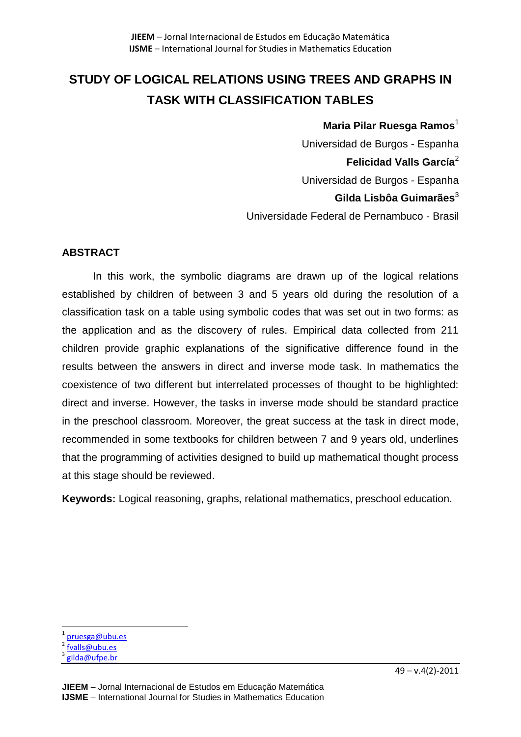# STUDY OF LOGICAL RELATIONS USING TREES AND GRAPHS IN TASK WITH CLASSIFICATION TABLES

**Maria Pilar Ruesga Ramos**[1]
Universidad de Burgos - Espanha
**Felicidad Valls García**[2]
Universidad de Burgos - Espanha
**Gilda Lisbôa Guimarães**[3]
Universidade Federal de Pernambuco - Brasil

## ABSTRACT

In this work, the symbolic diagrams are drawn up of the logical relations established by children of between 3 and 5 years old during the resolution of a classification task on a table using symbolic codes that was set out in two forms: as the application and as the discovery of rules. Empirical data collected from 211 children provide graphic explanations of the significative difference found in the results between the answers in direct and inverse mode task. In mathematics the coexistence of two different but interrelated processes of thought to be highlighted: direct and inverse. However, the tasks in inverse mode should be standard practice in the preschool classroom. Moreover, the great success at the task in direct mode, recommended in some textbooks for children between 7 and 9 years old, underlines that the programming of activities designed to build up mathematical thought process at this stage should be reviewed.

**Keywords:** Logical reasoning, graphs, relational mathematics, preschool education.

[1] pruesga@ubu.es
[2] fvalls@ubu.es
[3] gilda@ufpe.br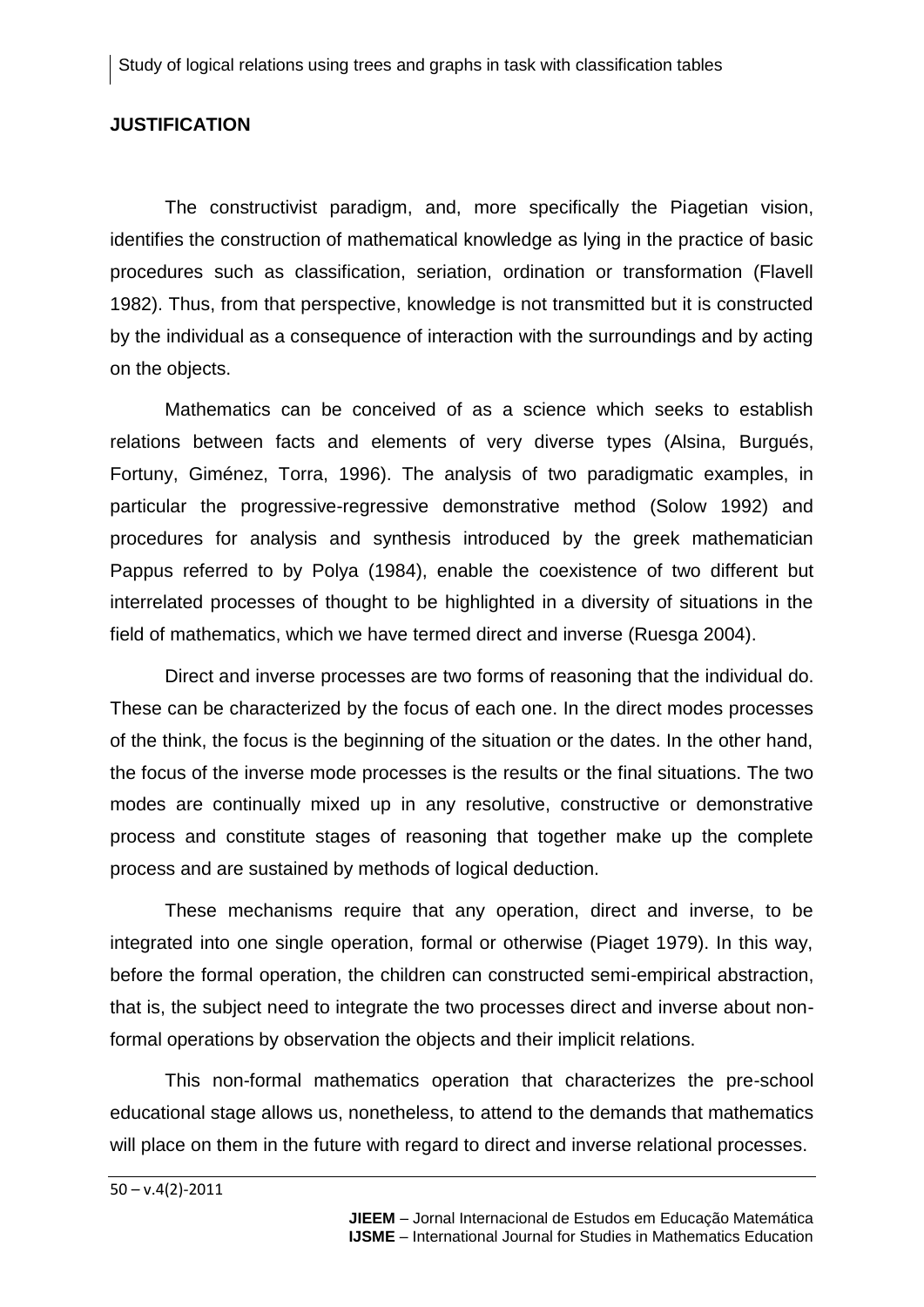## JUSTIFICATION

The constructivist paradigm, and, more specifically the Piagetian vision, identifies the construction of mathematical knowledge as lying in the practice of basic procedures such as classification, seriation, ordination or transformation (Flavell 1982). Thus, from that perspective, knowledge is not transmitted but it is constructed by the individual as a consequence of interaction with the surroundings and by acting on the objects.

Mathematics can be conceived of as a science which seeks to establish relations between facts and elements of very diverse types (Alsina, Burgués, Fortuny, Giménez, Torra, 1996). The analysis of two paradigmatic examples, in particular the progressive-regressive demonstrative method (Solow 1992) and procedures for analysis and synthesis introduced by the greek mathematician Pappus referred to by Polya (1984), enable the coexistence of two different but interrelated processes of thought to be highlighted in a diversity of situations in the field of mathematics, which we have termed direct and inverse (Ruesga 2004).

Direct and inverse processes are two forms of reasoning that the individual do. These can be characterized by the focus of each one. In the direct modes processes of the think, the focus is the beginning of the situation or the dates. In the other hand, the focus of the inverse mode processes is the results or the final situations. The two modes are continually mixed up in any resolutive, constructive or demonstrative process and constitute stages of reasoning that together make up the complete process and are sustained by methods of logical deduction.

These mechanisms require that any operation, direct and inverse, to be integrated into one single operation, formal or otherwise (Piaget 1979). In this way, before the formal operation, the children can constructed semi-empirical abstraction, that is, the subject need to integrate the two processes direct and inverse about non-formal operations by observation the objects and their implicit relations.

This non-formal mathematics operation that characterizes the pre-school educational stage allows us, nonetheless, to attend to the demands that mathematics will place on them in the future with regard to direct and inverse relational processes.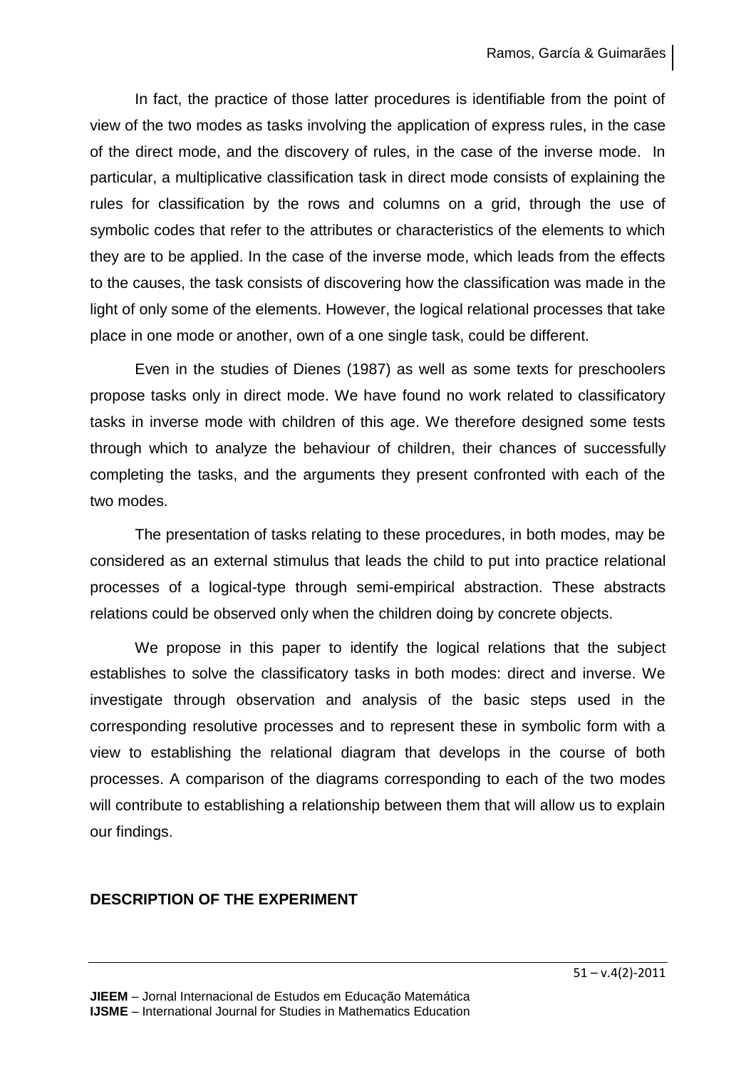In fact, the practice of those latter procedures is identifiable from the point of view of the two modes as tasks involving the application of express rules, in the case of the direct mode, and the discovery of rules, in the case of the inverse mode. In particular, a multiplicative classification task in direct mode consists of explaining the rules for classification by the rows and columns on a grid, through the use of symbolic codes that refer to the attributes or characteristics of the elements to which they are to be applied. In the case of the inverse mode, which leads from the effects to the causes, the task consists of discovering how the classification was made in the light of only some of the elements. However, the logical relational processes that take place in one mode or another, own of a one single task, could be different.

Even in the studies of Dienes (1987) as well as some texts for preschoolers propose tasks only in direct mode. We have found no work related to classificatory tasks in inverse mode with children of this age. We therefore designed some tests through which to analyze the behaviour of children, their chances of successfully completing the tasks, and the arguments they present confronted with each of the two modes.

The presentation of tasks relating to these procedures, in both modes, may be considered as an external stimulus that leads the child to put into practice relational processes of a logical-type through semi-empirical abstraction. These abstracts relations could be observed only when the children doing by concrete objects.

We propose in this paper to identify the logical relations that the subject establishes to solve the classificatory tasks in both modes: direct and inverse. We investigate through observation and analysis of the basic steps used in the corresponding resolutive processes and to represent these in symbolic form with a view to establishing the relational diagram that develops in the course of both processes. A comparison of the diagrams corresponding to each of the two modes will contribute to establishing a relationship between them that will allow us to explain our findings.

## DESCRIPTION OF THE EXPERIMENT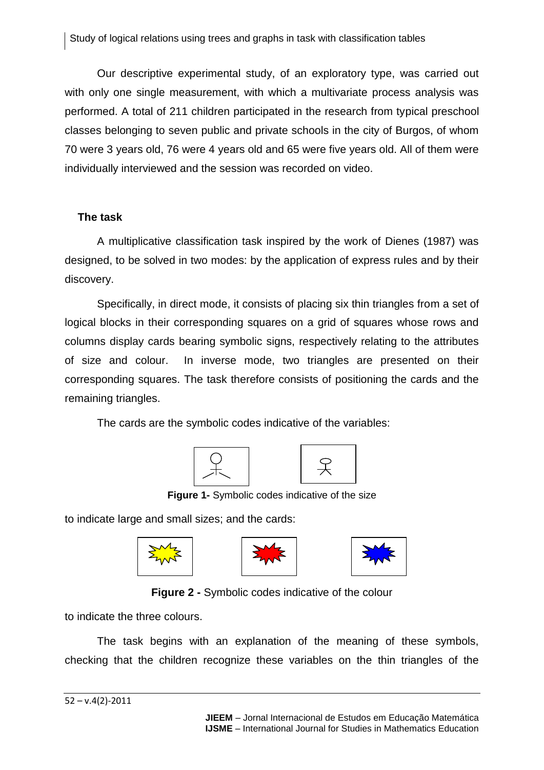Our descriptive experimental study, of an exploratory type, was carried out with only one single measurement, with which a multivariate process analysis was performed. A total of 211 children participated in the research from typical preschool classes belonging to seven public and private schools in the city of Burgos, of whom 70 were 3 years old, 76 were 4 years old and 65 were five years old. All of them were individually interviewed and the session was recorded on video.

## The task

A multiplicative classification task inspired by the work of Dienes (1987) was designed, to be solved in two modes: by the application of express rules and by their discovery.

Specifically, in direct mode, it consists of placing six thin triangles from a set of logical blocks in their corresponding squares on a grid of squares whose rows and columns display cards bearing symbolic signs, respectively relating to the attributes of size and colour. In inverse mode, two triangles are presented on their corresponding squares. The task therefore consists of positioning the cards and the remaining triangles.

The cards are the symbolic codes indicative of the variables:

**Figure 1-** Symbolic codes indicative of the size

to indicate large and small sizes; and the cards:

**Figure 2 -** Symbolic codes indicative of the colour

to indicate the three colours.

The task begins with an explanation of the meaning of these symbols, checking that the children recognize these variables on the thin triangles of the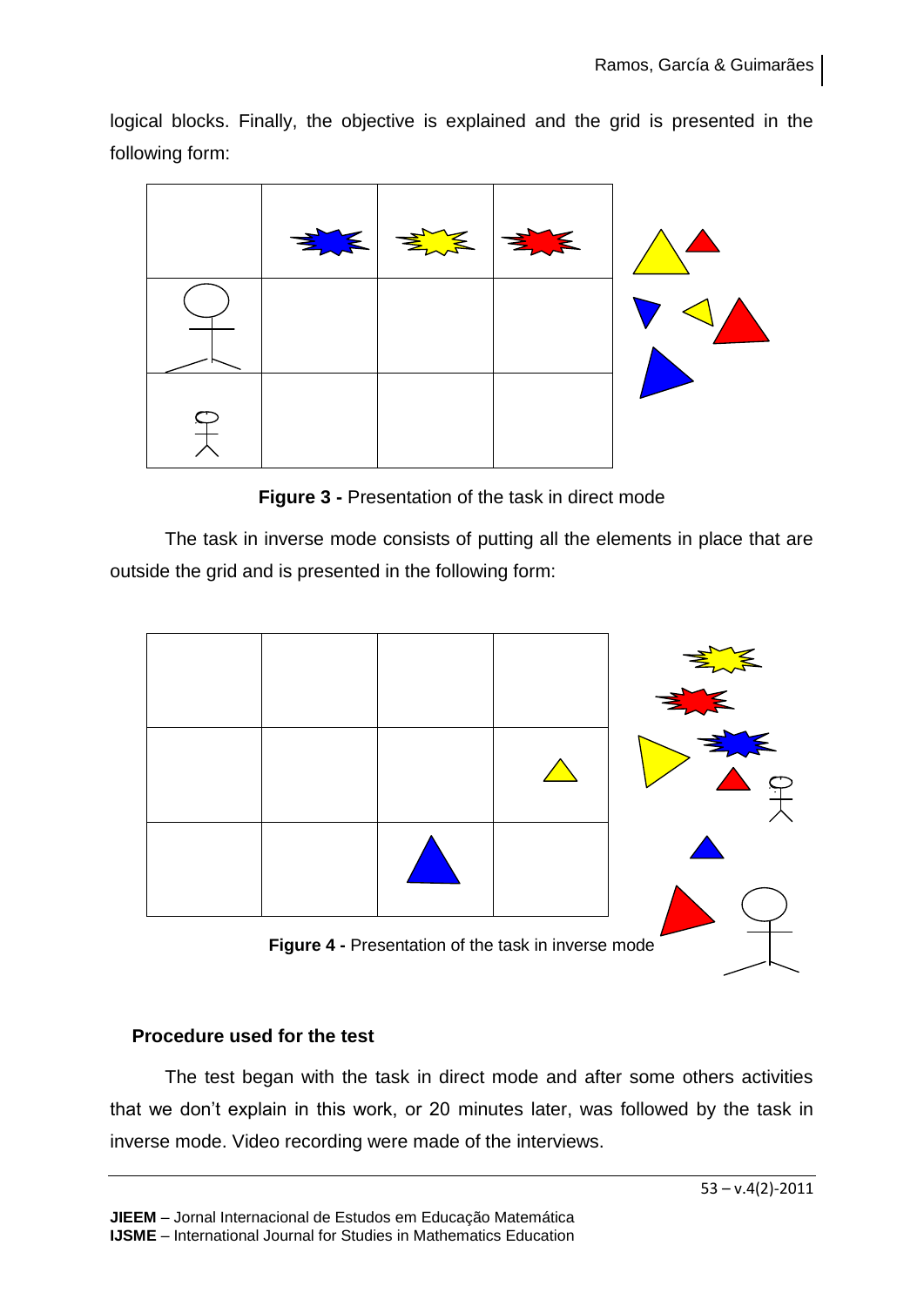logical blocks. Finally, the objective is explained and the grid is presented in the following form:

**Figure 3 -** Presentation of the task in direct mode

The task in inverse mode consists of putting all the elements in place that are outside the grid and is presented in the following form:

**Figure 4 -** Presentation of the task in inverse mode

### Procedure used for the test

The test began with the task in direct mode and after some others activities that we don't explain in this work, or 20 minutes later, was followed by the task in inverse mode. Video recording were made of the interviews.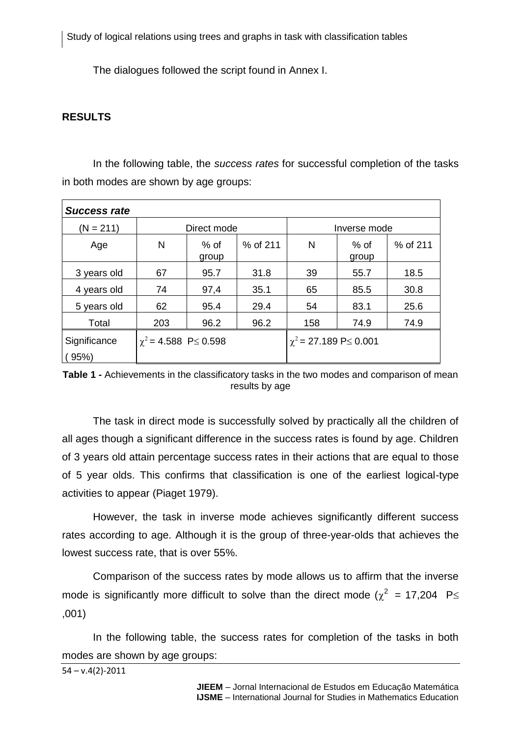The dialogues followed the script found in Annex I.

## RESULTS

In the following table, the *success rates* for successful completion of the tasks in both modes are shown by age groups:

| ***Success rate*** | | | | | | |
|---|---|---|---|---|---|---|
| (N = 211) | Direct mode | | | Inverse mode | | |
| Age | N | % of group | % of 211 | N | % of group | % of 211 |
| 3 years old | 67 | 95.7 | 31.8 | 39 | 55.7 | 18.5 |
| 4 years old | 74 | 97,4 | 35.1 | 65 | 85.5 | 30.8 |
| 5 years old | 62 | 95.4 | 29.4 | 54 | 83.1 | 25.6 |
| Total | 203 | 96.2 | 96.2 | 158 | 74.9 | 74.9 |
| Significance (95%) | $\chi^2 = 4.588$ $P \leq 0.598$ | | | $\chi^2 = 27.189$ $P \leq 0.001$ | | |

**Table 1 -** Achievements in the classificatory tasks in the two modes and comparison of mean results by age

The task in direct mode is successfully solved by practically all the children of all ages though a significant difference in the success rates is found by age. Children of 3 years old attain percentage success rates in their actions that are equal to those of 5 year olds. This confirms that classification is one of the earliest logical-type activities to appear (Piaget 1979).

However, the task in inverse mode achieves significantly different success rates according to age. Although it is the group of three-year-olds that achieves the lowest success rate, that is over 55%.

Comparison of the success rates by mode allows us to affirm that the inverse mode is significantly more difficult to solve than the direct mode ($\chi^2$ = 17,204 P$\leq$ ,001)

In the following table, the success rates for completion of the tasks in both modes are shown by age groups: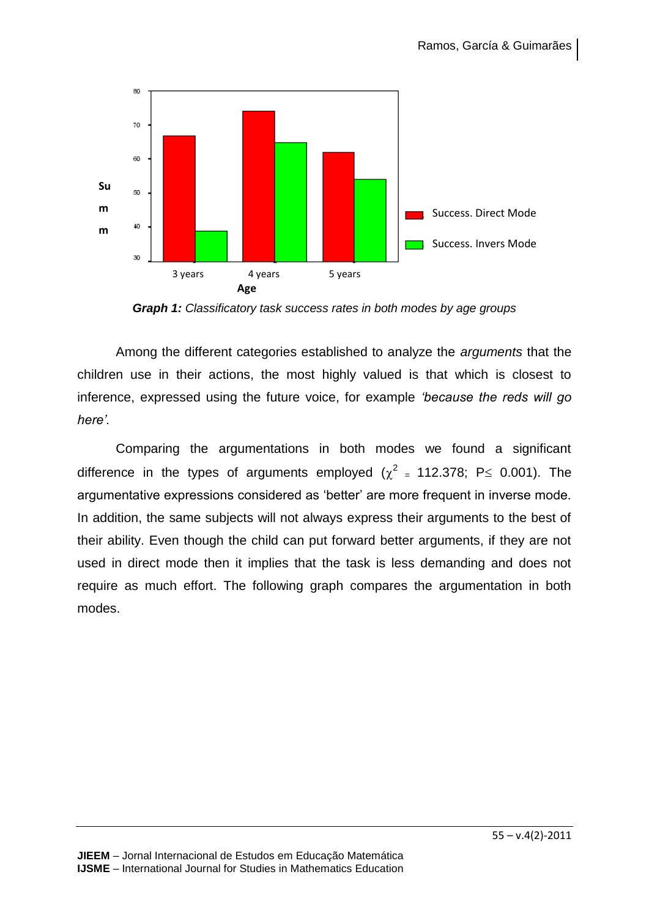*Graph 1: Classificatory task success rates in both modes by age groups*

Among the different categories established to analyze the *arguments* that the children use in their actions, the most highly valued is that which is closest to inference, expressed using the future voice, for example *'because the reds will go here'.*

Comparing the argumentations in both modes we found a significant difference in the types of arguments employed ($\chi^2 = 112.378$; $P \leq 0.001$). The argumentative expressions considered as 'better' are more frequent in inverse mode. In addition, the same subjects will not always express their arguments to the best of their ability. Even though the child can put forward better arguments, if they are not used in direct mode then it implies that the task is less demanding and does not require as much effort. The following graph compares the argumentation in both modes.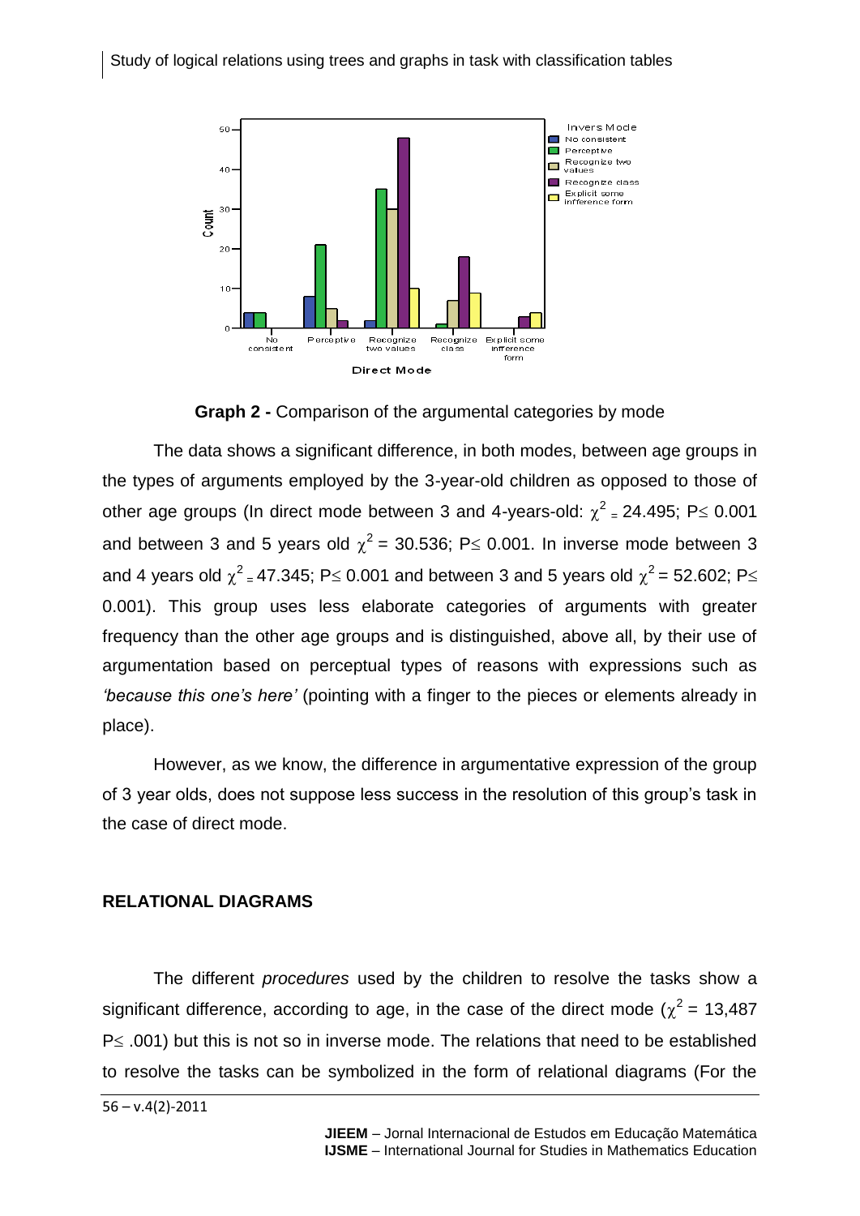**Graph 2 -** Comparison of the argumental categories by mode

The data shows a significant difference, in both modes, between age groups in the types of arguments employed by the 3-year-old children as opposed to those of other age groups (In direct mode between 3 and 4-years-old: $\chi^2 = 24.495$; $P \leq 0.001$ and between 3 and 5 years old $\chi^2 = 30.536$; $P \leq 0.001$. In inverse mode between 3 and 4 years old $\chi^2 = 47.345$; $P \leq 0.001$ and between 3 and 5 years old $\chi^2 = 52.602$; $P \leq 0.001$). This group uses less elaborate categories of arguments with greater frequency than the other age groups and is distinguished, above all, by their use of argumentation based on perceptual types of reasons with expressions such as *'because this one's here'* (pointing with a finger to the pieces or elements already in place).

However, as we know, the difference in argumentative expression of the group of 3 year olds, does not suppose less success in the resolution of this group's task in the case of direct mode.

## RELATIONAL DIAGRAMS

The different *procedures* used by the children to resolve the tasks show a significant difference, according to age, in the case of the direct mode ($\chi^2 = 13{,}487$ $P \leq .001$) but this is not so in inverse mode. The relations that need to be established to resolve the tasks can be symbolized in the form of relational diagrams (For the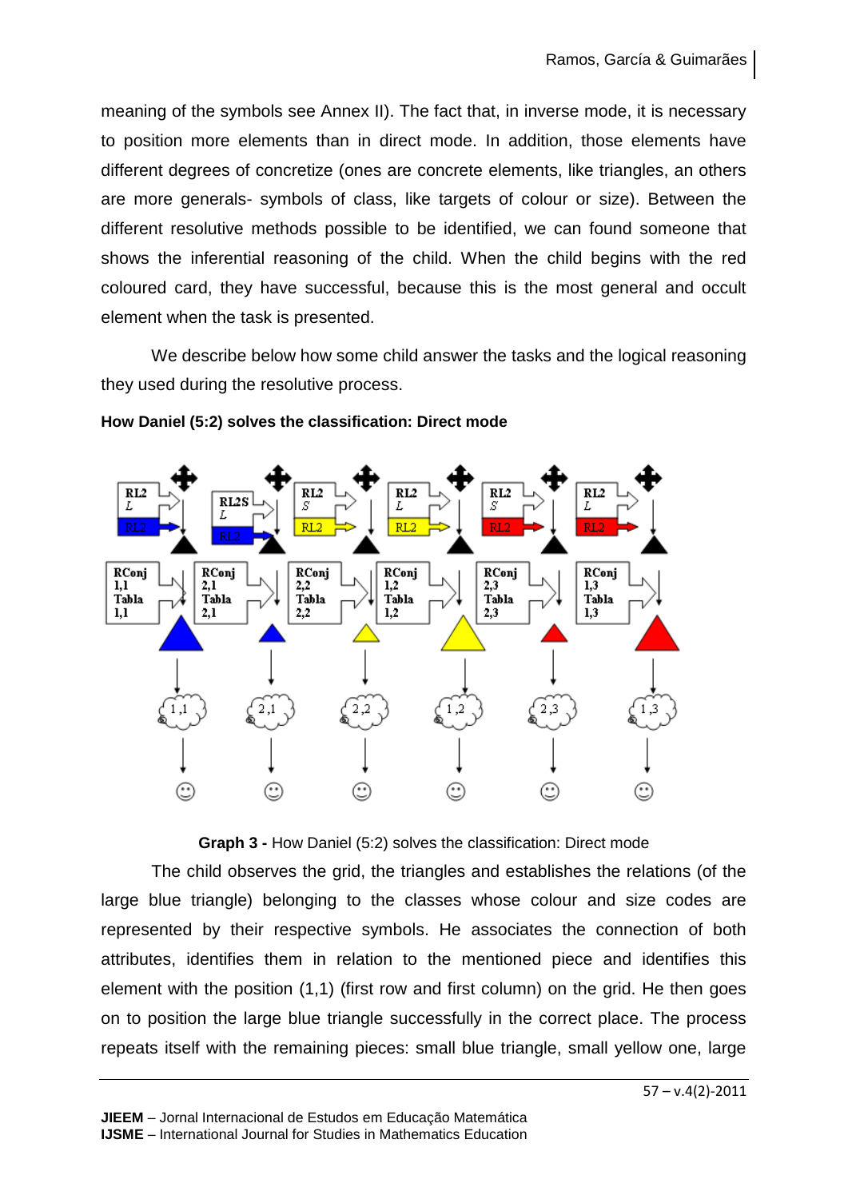meaning of the symbols see Annex II). The fact that, in inverse mode, it is necessary to position more elements than in direct mode. In addition, those elements have different degrees of concretize (ones are concrete elements, like triangles, an others are more generals- symbols of class, like targets of colour or size). Between the different resolutive methods possible to be identified, we can found someone that shows the inferential reasoning of the child. When the child begins with the red coloured card, they have successful, because this is the most general and occult element when the task is presented.

We describe below how some child answer the tasks and the logical reasoning they used during the resolutive process.

**How Daniel (5:2) solves the classification: Direct mode**

**Graph 3 -** How Daniel (5:2) solves the classification: Direct mode

The child observes the grid, the triangles and establishes the relations (of the large blue triangle) belonging to the classes whose colour and size codes are represented by their respective symbols. He associates the connection of both attributes, identifies them in relation to the mentioned piece and identifies this element with the position (1,1) (first row and first column) on the grid. He then goes on to position the large blue triangle successfully in the correct place. The process repeats itself with the remaining pieces: small blue triangle, small yellow one, large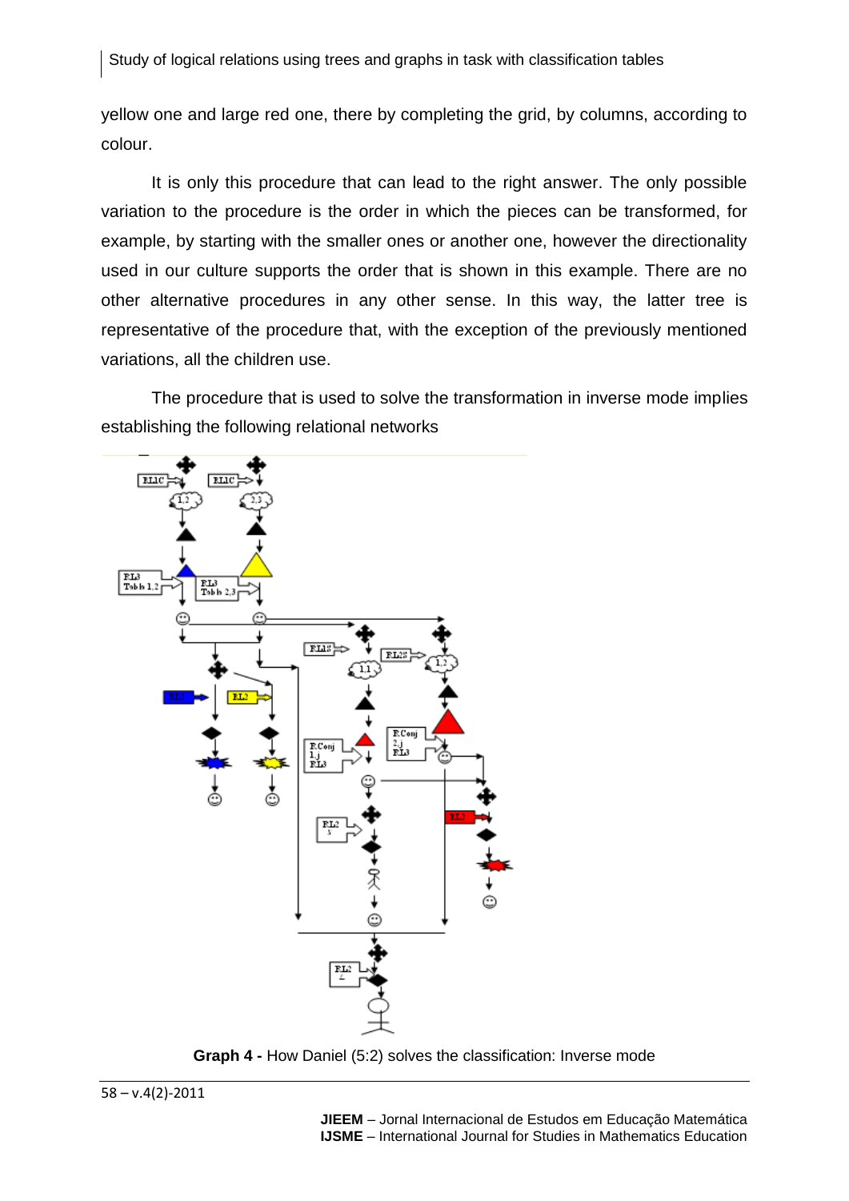yellow one and large red one, there by completing the grid, by columns, according to colour.

It is only this procedure that can lead to the right answer. The only possible variation to the procedure is the order in which the pieces can be transformed, for example, by starting with the smaller ones or another one, however the directionality used in our culture supports the order that is shown in this example. There are no other alternative procedures in any other sense. In this way, the latter tree is representative of the procedure that, with the exception of the previously mentioned variations, all the children use.

The procedure that is used to solve the transformation in inverse mode implies establishing the following relational networks

**Graph 4 -** How Daniel (5:2) solves the classification: Inverse mode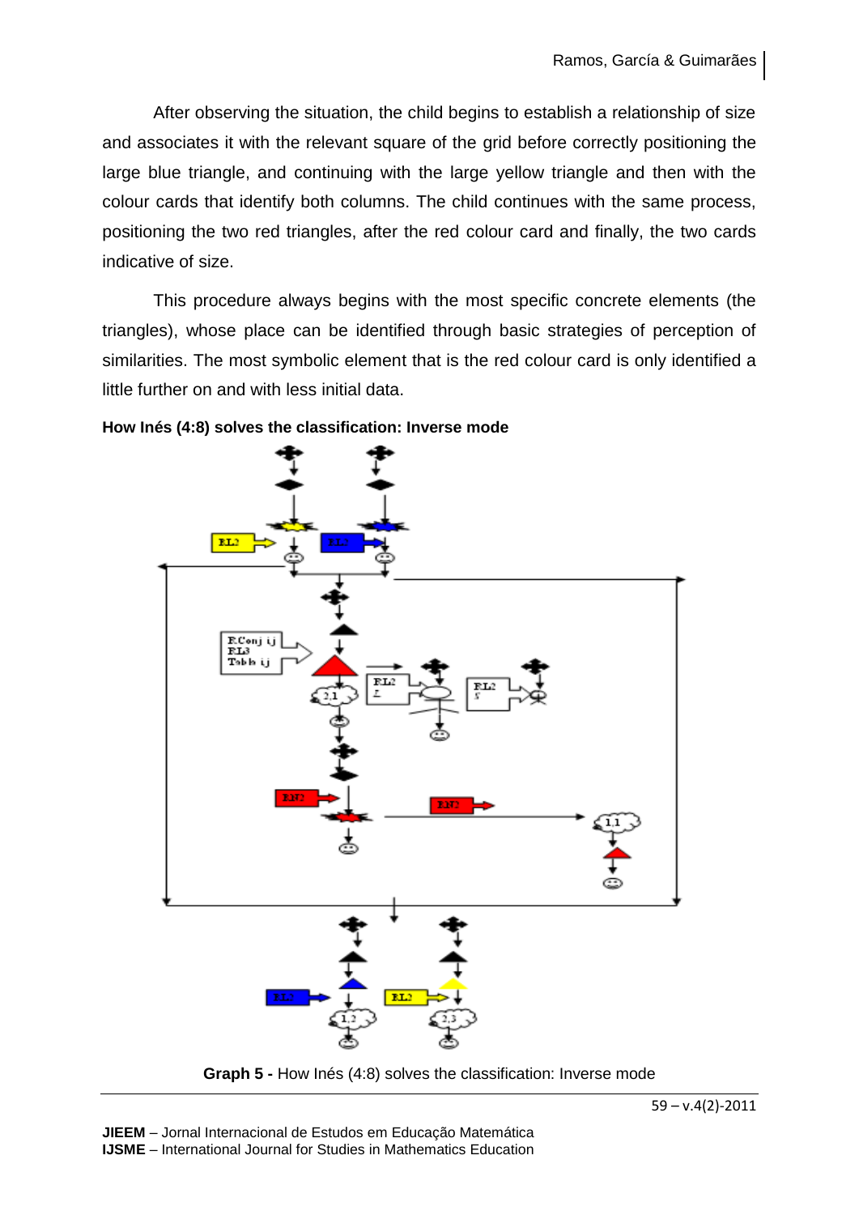After observing the situation, the child begins to establish a relationship of size and associates it with the relevant square of the grid before correctly positioning the large blue triangle, and continuing with the large yellow triangle and then with the colour cards that identify both columns. The child continues with the same process, positioning the two red triangles, after the red colour card and finally, the two cards indicative of size.

This procedure always begins with the most specific concrete elements (the triangles), whose place can be identified through basic strategies of perception of similarities. The most symbolic element that is the red colour card is only identified a little further on and with less initial data.

**How Inés (4:8) solves the classification: Inverse mode**

**Graph 5 -** How Inés (4:8) solves the classification: Inverse mode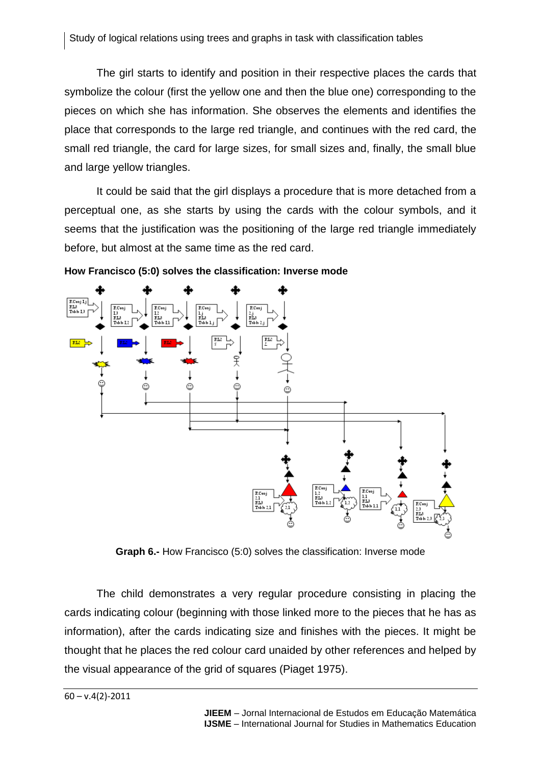The girl starts to identify and position in their respective places the cards that symbolize the colour (first the yellow one and then the blue one) corresponding to the pieces on which she has information. She observes the elements and identifies the place that corresponds to the large red triangle, and continues with the red card, the small red triangle, the card for large sizes, for small sizes and, finally, the small blue and large yellow triangles.

It could be said that the girl displays a procedure that is more detached from a perceptual one, as she starts by using the cards with the colour symbols, and it seems that the justification was the positioning of the large red triangle immediately before, but almost at the same time as the red card.

**How Francisco (5:0) solves the classification: Inverse mode**

**Graph 6.-** How Francisco (5:0) solves the classification: Inverse mode

The child demonstrates a very regular procedure consisting in placing the cards indicating colour (beginning with those linked more to the pieces that he has as information), after the cards indicating size and finishes with the pieces. It might be thought that he places the red colour card unaided by other references and helped by the visual appearance of the grid of squares (Piaget 1975).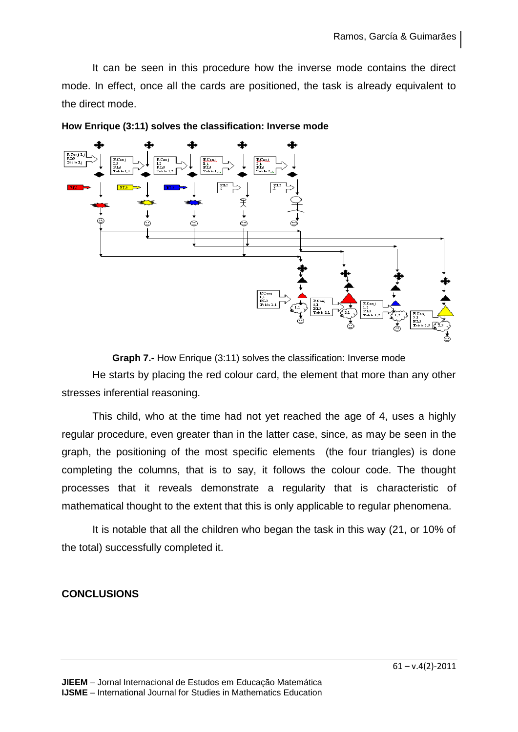It can be seen in this procedure how the inverse mode contains the direct mode. In effect, once all the cards are positioned, the task is already equivalent to the direct mode.

**How Enrique (3:11) solves the classification: Inverse mode**

**Graph 7.-** How Enrique (3:11) solves the classification: Inverse mode

He starts by placing the red colour card, the element that more than any other stresses inferential reasoning.

This child, who at the time had not yet reached the age of 4, uses a highly regular procedure, even greater than in the latter case, since, as may be seen in the graph, the positioning of the most specific elements (the four triangles) is done completing the columns, that is to say, it follows the colour code. The thought processes that it reveals demonstrate a regularity that is characteristic of mathematical thought to the extent that this is only applicable to regular phenomena.

It is notable that all the children who began the task in this way (21, or 10% of the total) successfully completed it.

## CONCLUSIONS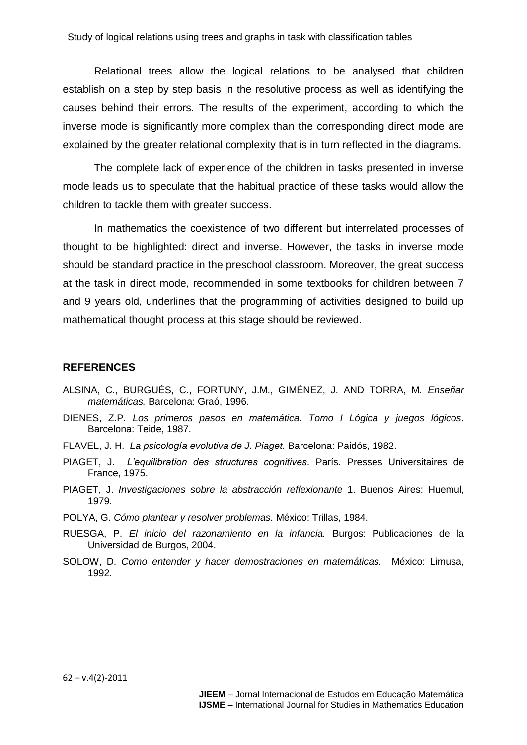Relational trees allow the logical relations to be analysed that children establish on a step by step basis in the resolutive process as well as identifying the causes behind their errors. The results of the experiment, according to which the inverse mode is significantly more complex than the corresponding direct mode are explained by the greater relational complexity that is in turn reflected in the diagrams.

The complete lack of experience of the children in tasks presented in inverse mode leads us to speculate that the habitual practice of these tasks would allow the children to tackle them with greater success.

In mathematics the coexistence of two different but interrelated processes of thought to be highlighted: direct and inverse. However, the tasks in inverse mode should be standard practice in the preschool classroom. Moreover, the great success at the task in direct mode, recommended in some textbooks for children between 7 and 9 years old, underlines that the programming of activities designed to build up mathematical thought process at this stage should be reviewed.

## REFERENCES

ALSINA, C., BURGUÉS, C., FORTUNY, J.M., GIMÉNEZ, J. AND TORRA, M. *Enseñar matemáticas.* Barcelona: Graó, 1996.

DIENES, Z.P. *Los primeros pasos en matemática. Tomo I Lógica y juegos lógicos*. Barcelona: Teide, 1987.

FLAVEL, J. H. *La psicología evolutiva de J. Piaget.* Barcelona: Paidós, 1982.

PIAGET, J. *L'equilibration des structures cognitives*. París. Presses Universitaires de France, 1975.

PIAGET, J. *Investigaciones sobre la abstracción reflexionante* 1. Buenos Aires: Huemul, 1979.

POLYA, G. *Cómo plantear y resolver problemas.* México: Trillas, 1984.

RUESGA, P. *El inicio del razonamiento en la infancia.* Burgos: Publicaciones de la Universidad de Burgos, 2004.

SOLOW, D. *Como entender y hacer demostraciones en matemáticas.* México: Limusa, 1992.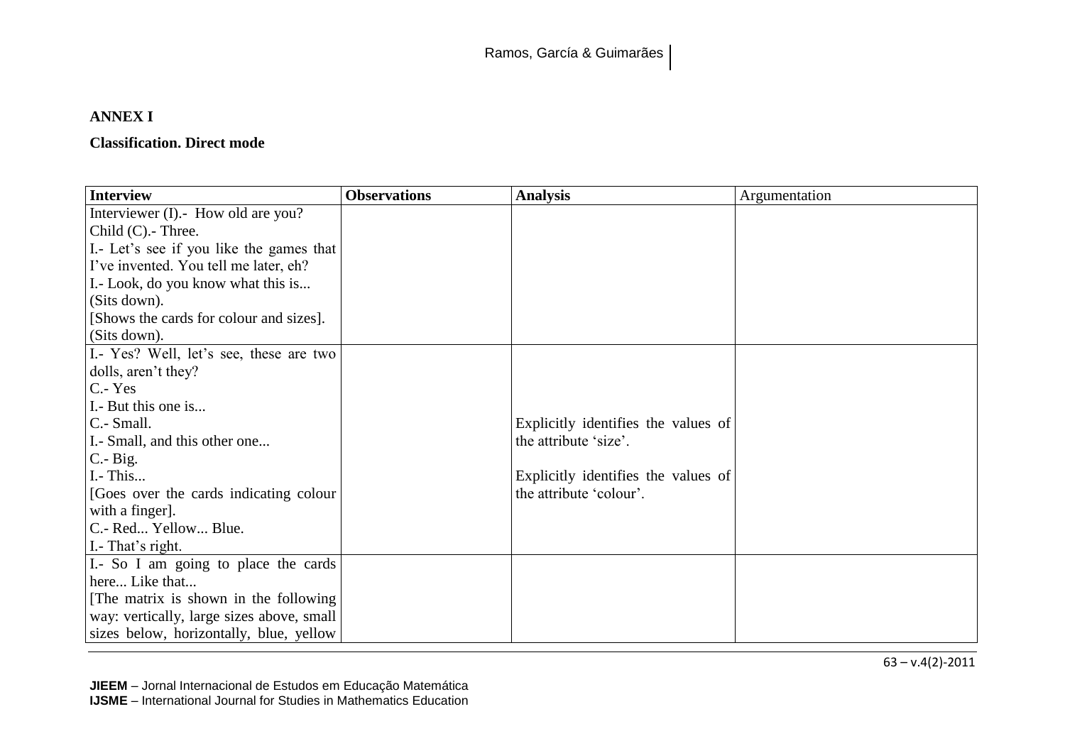**ANNEX I**

**Classification. Direct mode**

| **Interview** | **Observations** | **Analysis** | Argumentation |
|---|---|---|---|
| Interviewer (I).- How old are you?<br>Child (C).- Three.<br>I.- Let's see if you like the games that I've invented. You tell me later, eh?<br>I.- Look, do you know what this is...<br>(Sits down).<br>[Shows the cards for colour and sizes].<br>(Sits down). | | | |
| I.- Yes? Well, let's see, these are two dolls, aren't they?<br>C.- Yes<br>I.- But this one is...<br>C.- Small.<br>I.- Small, and this other one...<br>C.- Big.<br>I.- This...<br>[Goes over the cards indicating colour with a finger].<br>C.- Red... Yellow... Blue.<br>I.- That's right. | | Explicitly identifies the values of the attribute 'size'.<br><br>Explicitly identifies the values of the attribute 'colour'. | |
| I.- So I am going to place the cards here... Like that...<br>[The matrix is shown in the following way: vertically, large sizes above, small sizes below, horizontally, blue, yellow | | | |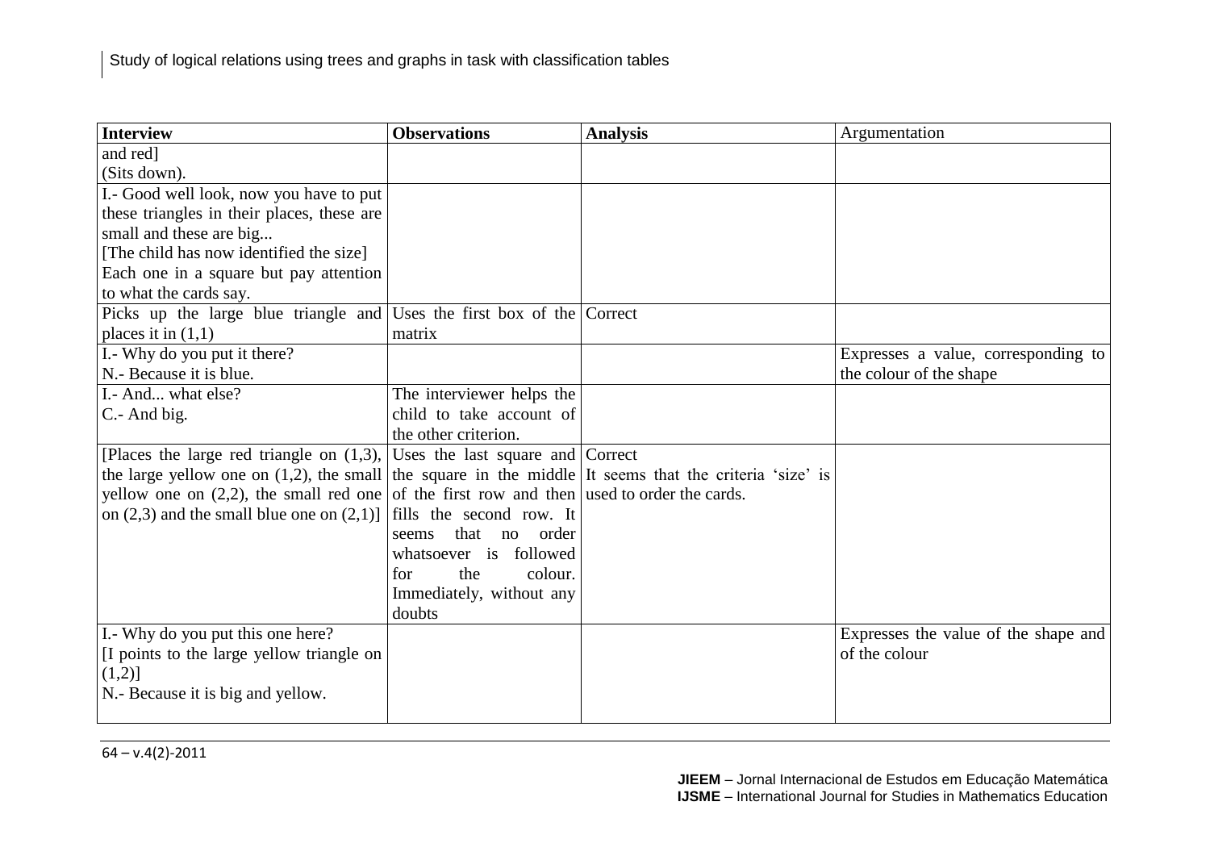| Interview | Observations | Analysis | Argumentation |
|---|---|---|---|
| and red] (Sits down). | | | |
| I.- Good well look, now you have to put these triangles in their places, these are small and these are big... [The child has now identified the size] Each one in a square but pay attention to what the cards say. | | | |
| Picks up the large blue triangle and places it in (1,1) | Uses the first box of the matrix | Correct | |
| I.- Why do you put it there? N.- Because it is blue. | | | Expresses a value, corresponding to the colour of the shape |
| I.- And... what else? C.- And big. | The interviewer helps the child to take account of the other criterion. | | |
| [Places the large red triangle on (1,3), the large yellow one on (1,2), the small yellow one on (2,2), the small red one on (2,3) and the small blue one on (2,1)] | Uses the last square and the square in the middle of the first row and then fills the second row. It seems that no order whatsoever is followed for the colour. Immediately, without any doubts | Correct It seems that the criteria 'size' is used to order the cards. | |
| I.- Why do you put this one here? [I points to the large yellow triangle on (1,2)] N.- Because it is big and yellow. | | | Expresses the value of the shape and of the colour |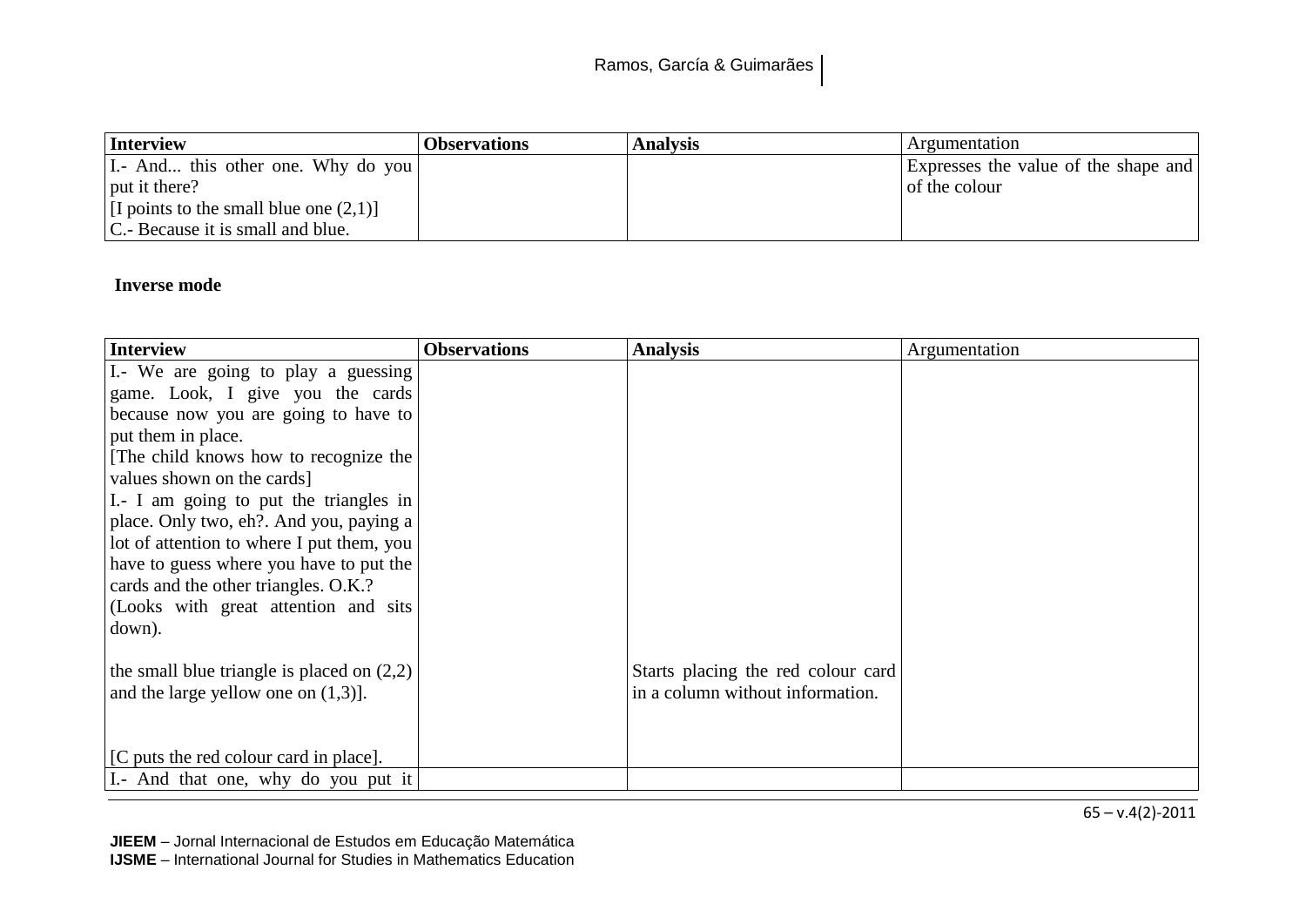| Interview | Observations | Analysis | Argumentation |
|---|---|---|---|
| I.- And... this other one. Why do you put it there? [I points to the small blue one (2,1)] C.- Because it is small and blue. | | | Expresses the value of the shape and of the colour |

**Inverse mode**

| Interview | Observations | Analysis | Argumentation |
|---|---|---|---|
| I.- We are going to play a guessing game. Look, I give you the cards because now you are going to have to put them in place. [The child knows how to recognize the values shown on the cards] I.- I am going to put the triangles in place. Only two, eh?. And you, paying a lot of attention to where I put them, you have to guess where you have to put the cards and the other triangles. O.K.? (Looks with great attention and sits down). the small blue triangle is placed on (2,2) and the large yellow one on (1,3)]. [C puts the red colour card in place]. | | Starts placing the red colour card in a column without information. | |
| I.- And that one, why do you put it | | | |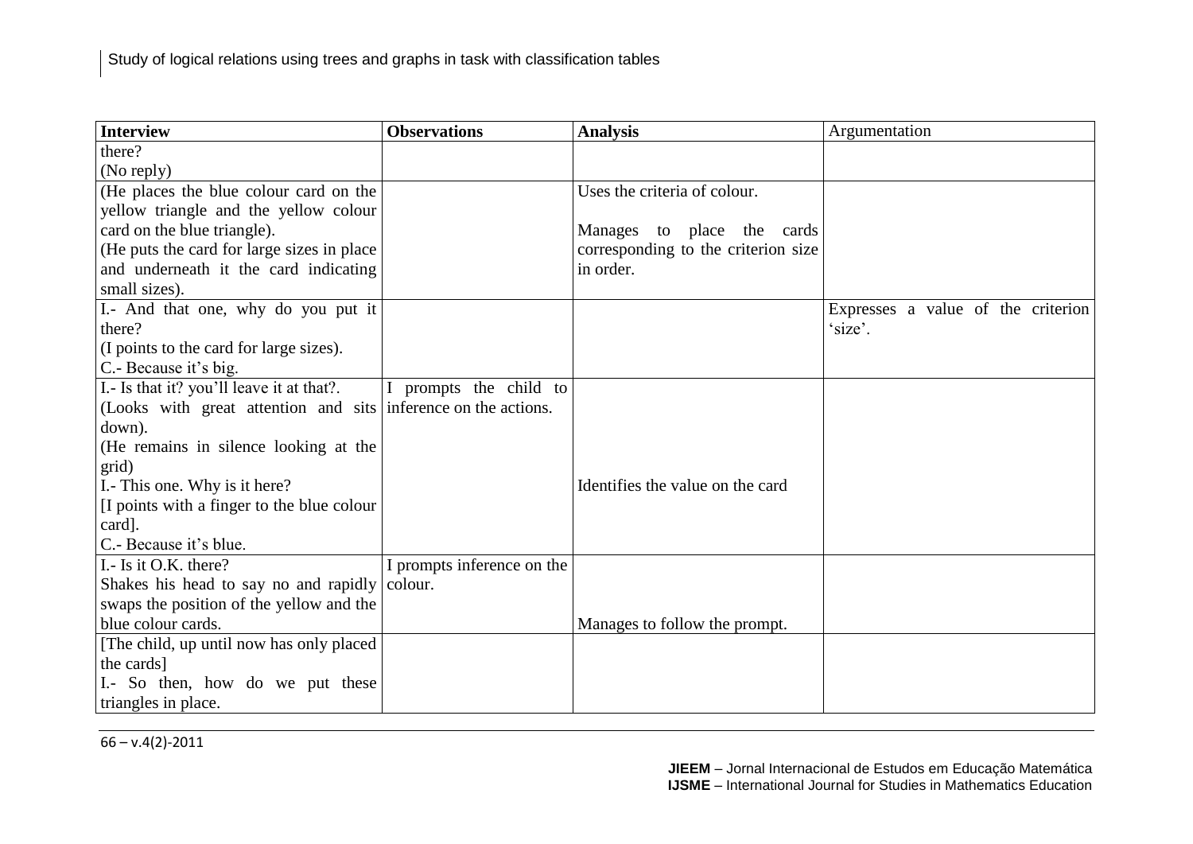| Interview | Observations | Analysis | Argumentation |
|---|---|---|---|
| there?<br>(No reply) | | | |
| (He places the blue colour card on the yellow triangle and the yellow colour card on the blue triangle).<br>(He puts the card for large sizes in place and underneath it the card indicating small sizes). | | Uses the criteria of colour.<br><br>Manages to place the cards corresponding to the criterion size in order. | |
| I.- And that one, why do you put it there?<br>(I points to the card for large sizes).<br>C.- Because it's big. | | | Expresses a value of the criterion 'size'. |
| I.- Is that it? you'll leave it at that?.<br>(Looks with great attention and sits down).<br>(He remains in silence looking at the grid)<br>I.- This one. Why is it here?<br>[I points with a finger to the blue colour card].<br>C.- Because it's blue. | I prompts the child to inference on the actions. | Identifies the value on the card | |
| I.- Is it O.K. there?<br>Shakes his head to say no and rapidly swaps the position of the yellow and the blue colour cards. | I prompts inference on the colour. | Manages to follow the prompt. | |
| [The child, up until now has only placed the cards]<br>I.- So then, how do we put these triangles in place. | | | |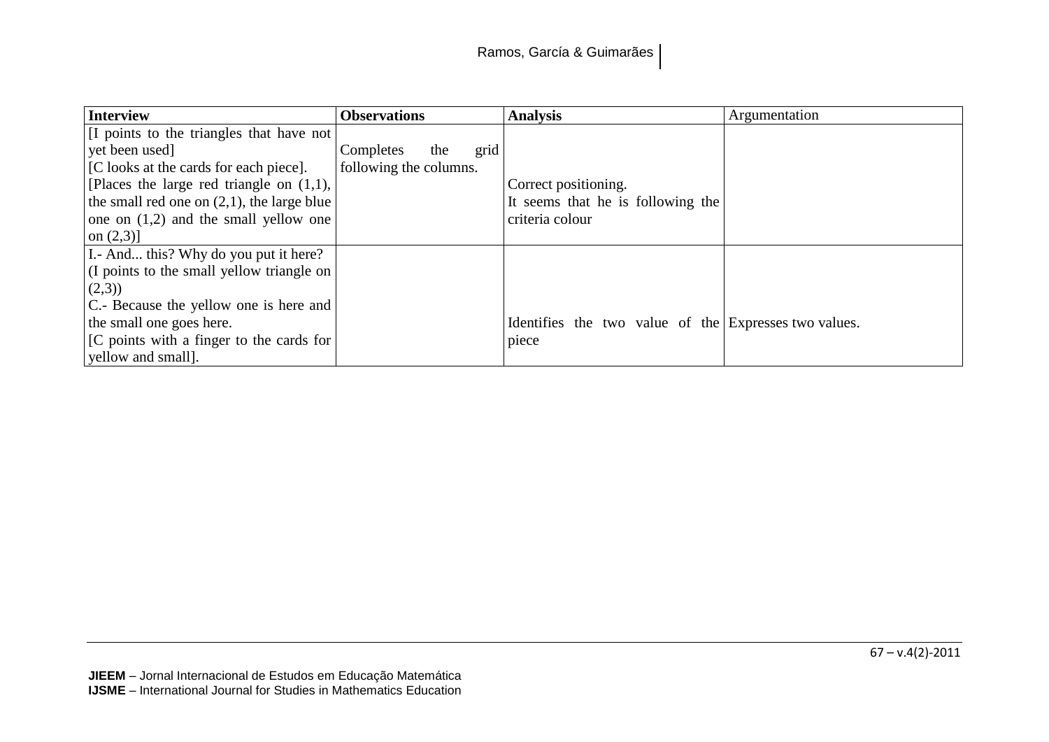| **Interview** | **Observations** | **Analysis** | Argumentation |
|---|---|---|---|
| [I points to the triangles that have not yet been used] [C looks at the cards for each piece]. [Places the large red triangle on (1,1), the small red one on (2,1), the large blue one on (1,2) and the small yellow one on (2,3)] | Completes the grid following the columns. | Correct positioning. It seems that he is following the criteria colour | |
| I.- And... this? Why do you put it here? (I points to the small yellow triangle on (2,3)) C.- Because the yellow one is here and the small one goes here. [C points with a finger to the cards for yellow and small]. | | Identifies the two value of the piece | Expresses two values. |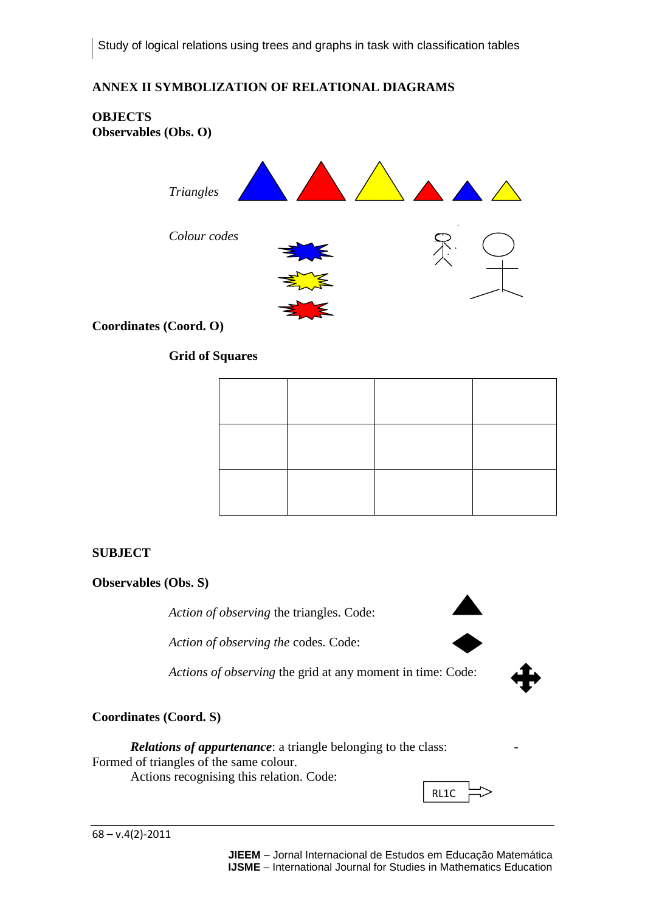## ANNEX II SYMBOLIZATION OF RELATIONAL DIAGRAMS

**OBJECTS**

**Observables (Obs. O)**

*Triangles*

*Colour codes*

**Coordinates (Coord. O)**

**Grid of Squares**

| | | | |
|---|---|---|---|
| | | | |
| | | | |
| | | | |

**SUBJECT**

**Observables (Obs. S)**

*Action of observing* the triangles. Code:

*Action of observing the* codes. Code:

*Actions of observing* the grid at any moment in time: Code:

**Coordinates (Coord. S)**

***Relations of appurtenance***: a triangle belonging to the class: -
Formed of triangles of the same colour.

Actions recognising this relation. Code:

RL1C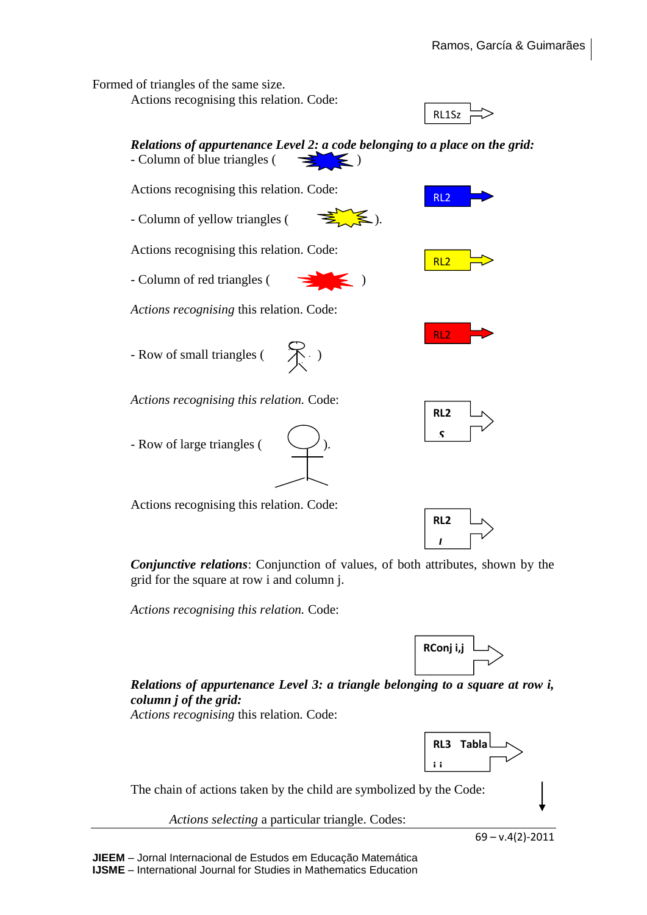Formed of triangles of the same size.

Actions recognising this relation. Code:

RL1Sz

***Relations of appertenance Level 2: a code belonging to a place on the grid:***

- Column of blue triangles ( )

Actions recognising this relation. Code:

RL2

- Column of yellow triangles ( ).

Actions recognising this relation. Code:

RL2

- Column of red triangles ( )

*Actions recognising* this relation. Code:

RL2

- Row of small triangles ( )

*Actions recognising this relation.* Code:

RL2 s

- Row of large triangles ( ).

Actions recognising this relation. Code:

RL2 l

***Conjunctive relations***: Conjunction of values, of both attributes, shown by the grid for the square at row i and column j.

*Actions recognising this relation.* Code:

RConj i,j

***Relations of appurtenance Level 3: a triangle belonging to a square at row i, column j of the grid:***

*Actions recognising* this relation. Code:

RL3 Tabla i j

The chain of actions taken by the child are symbolized by the Code:

*Actions selecting* a particular triangle. Codes: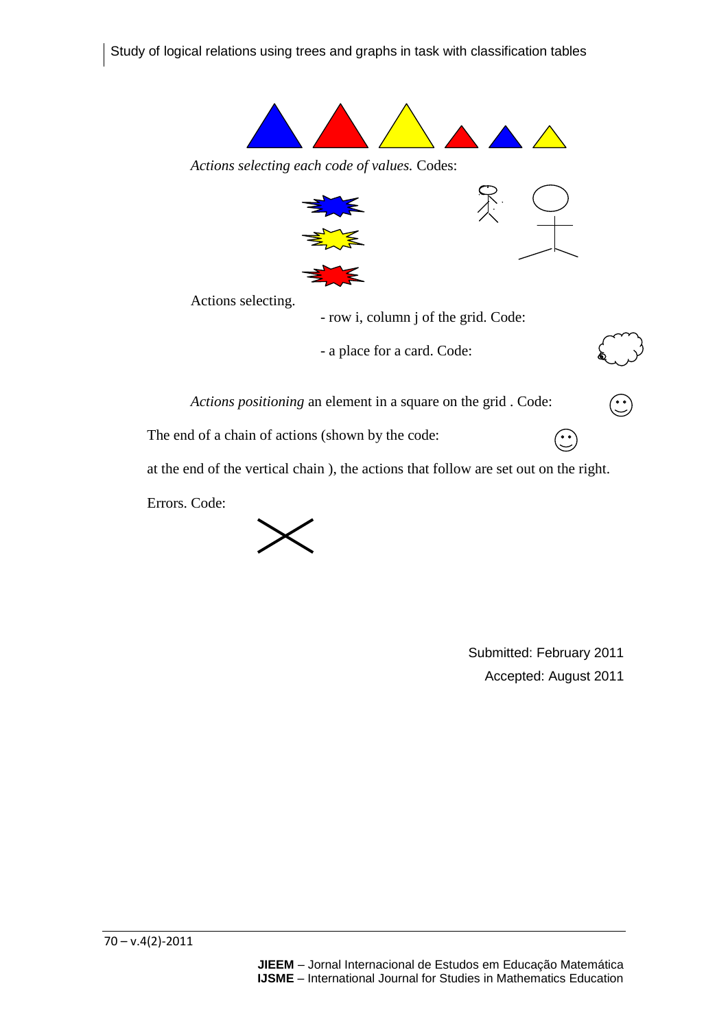*Actions selecting each code of values.* Codes:

Actions selecting.

- row i, column j of the grid. Code:

- a place for a card. Code:

*Actions positioning* an element in a square on the grid . Code:

The end of a chain of actions (shown by the code:

at the end of the vertical chain ), the actions that follow are set out on the right.

Errors. Code:

Submitted: February 2011

Accepted: August 2011